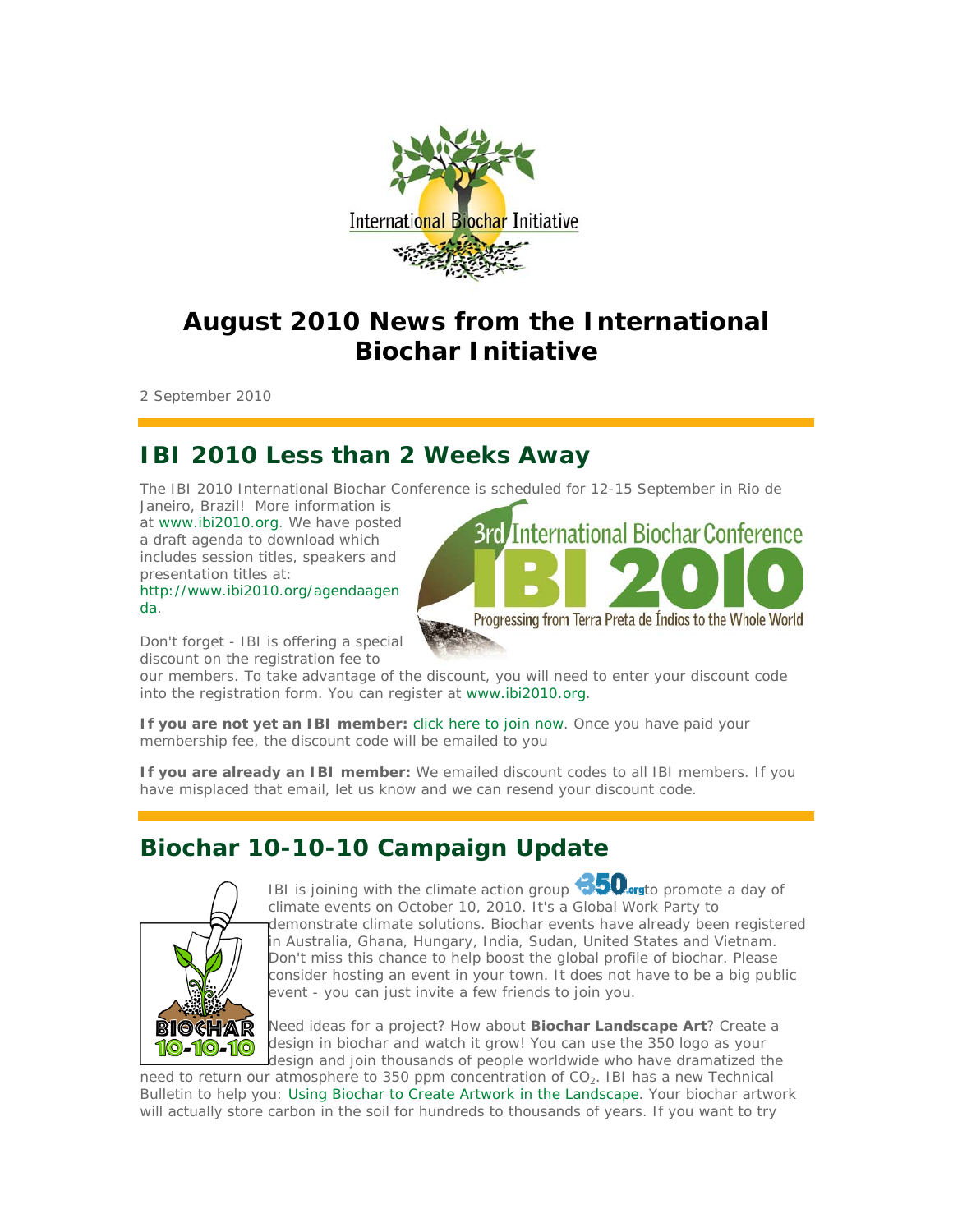# August 2010 News from the International Biochar Initiative

2 September 2010

## IBI 2010 Less than 2 Weeks Away

The IBI 2010 International Biochar Conference is scheduled for 12-15 September in Rio de Janeiro, Brazil! More information is at www.ibi2010.org. We have posted a draft agenda to download which includes session titles, speakers and presentation titles at: http://www.ibi2010.org/agendaagenda.

Don't forget - IBI is offering a special discount on the registration fee to our members. To take advantage of the discount, you will need to enter your discount code into the registration form. You can register at www.ibi2010.org.

**If you are not yet an IBI member:** click here to join now. Once you have paid your membership fee, the discount code will be emailed to you

**If you are already an IBI member:** We emailed discount codes to all IBI members. If you have misplaced that email, let us know and we can resend your discount code.

## Biochar 10-10-10 Campaign Update

IBI is joining with the climate action group 350.org to promote a day of climate events on October 10, 2010. It's a Global Work Party to demonstrate climate solutions. Biochar events have already been registered in Australia, Ghana, Hungary, India, Sudan, United States and Vietnam. Don't miss this chance to help boost the global profile of biochar. Please consider hosting an event in your town. It does not have to be a big public event - you can just invite a few friends to join you.

Need ideas for a project? How about **Biochar Landscape Art**? Create a design in biochar and watch it grow! You can use the 350 logo as your design and join thousands of people worldwide who have dramatized the need to return our atmosphere to 350 ppm concentration of $CO_2$. IBI has a new Technical Bulletin to help you: Using Biochar to Create Artwork in the Landscape. Your biochar artwork will actually store carbon in the soil for hundreds to thousands of years. If you want to try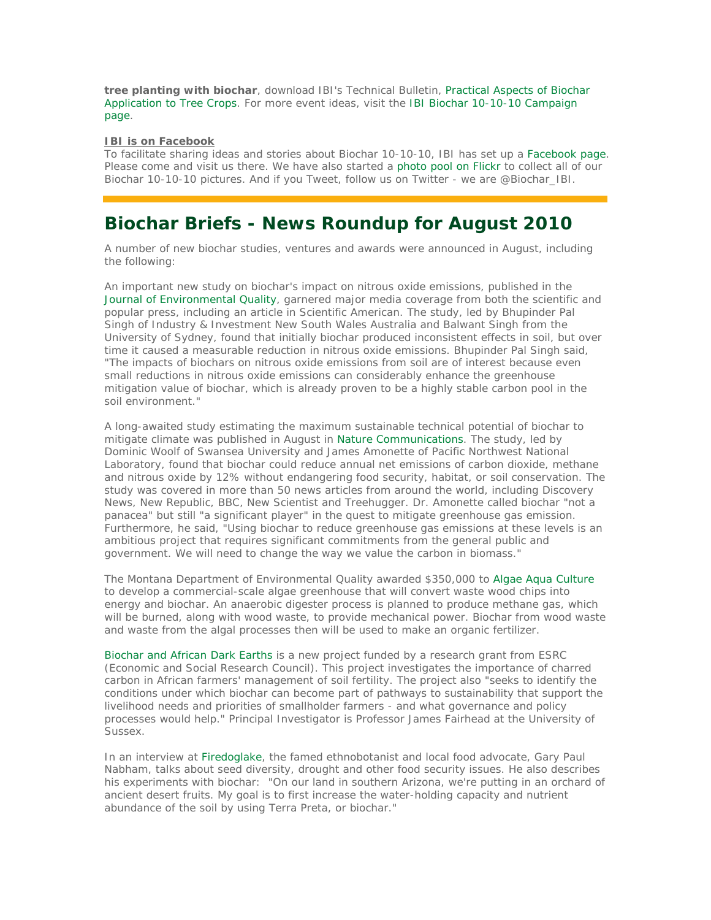**tree planting with biochar**, download IBI's Technical Bulletin, Practical Aspects of Biochar Application to Tree Crops. For more event ideas, visit the IBI Biochar 10-10-10 Campaign page.

**IBI is on Facebook**

To facilitate sharing ideas and stories about Biochar 10-10-10, IBI has set up a Facebook page. Please come and visit us there. We have also started a photo pool on Flickr to collect all of our Biochar 10-10-10 pictures. And if you Tweet, follow us on Twitter - we are @Biochar_IBI.

---

## Biochar Briefs - News Roundup for August 2010

A number of new biochar studies, ventures and awards were announced in August, including the following:

An important new study on biochar's impact on nitrous oxide emissions, published in the Journal of Environmental Quality, garnered major media coverage from both the scientific and popular press, including an article in Scientific American. The study, led by Bhupinder Pal Singh of Industry & Investment New South Wales Australia and Balwant Singh from the University of Sydney, found that initially biochar produced inconsistent effects in soil, but over time it caused a measurable reduction in nitrous oxide emissions. Bhupinder Pal Singh said, "The impacts of biochars on nitrous oxide emissions from soil are of interest because even small reductions in nitrous oxide emissions can considerably enhance the greenhouse mitigation value of biochar, which is already proven to be a highly stable carbon pool in the soil environment."

A long-awaited study estimating the maximum sustainable technical potential of biochar to mitigate climate was published in August in Nature Communications. The study, led by Dominic Woolf of Swansea University and James Amonette of Pacific Northwest National Laboratory, found that biochar could reduce annual net emissions of carbon dioxide, methane and nitrous oxide by 12% without endangering food security, habitat, or soil conservation. The study was covered in more than 50 news articles from around the world, including Discovery News, New Republic, BBC, New Scientist and Treehugger. Dr. Amonette called biochar "not a panacea" but still "a significant player" in the quest to mitigate greenhouse gas emission. Furthermore, he said, "Using biochar to reduce greenhouse gas emissions at these levels is an ambitious project that requires significant commitments from the general public and government. We will need to change the way we value the carbon in biomass."

The Montana Department of Environmental Quality awarded $350,000 to Algae Aqua Culture to develop a commercial-scale algae greenhouse that will convert waste wood chips into energy and biochar. An anaerobic digester process is planned to produce methane gas, which will be burned, along with wood waste, to provide mechanical power. Biochar from wood waste and waste from the algal processes then will be used to make an organic fertilizer.

Biochar and African Dark Earths is a new project funded by a research grant from ESRC (Economic and Social Research Council). This project investigates the importance of charred carbon in African farmers' management of soil fertility. The project also "seeks to identify the conditions under which biochar can become part of pathways to sustainability that support the livelihood needs and priorities of smallholder farmers - and what governance and policy processes would help." Principal Investigator is Professor James Fairhead at the University of Sussex.

In an interview at Firedoglake, the famed ethnobotanist and local food advocate, Gary Paul Nabham, talks about seed diversity, drought and other food security issues. He also describes his experiments with biochar: "On our land in southern Arizona, we're putting in an orchard of ancient desert fruits. My goal is to first increase the water-holding capacity and nutrient abundance of the soil by using Terra Preta, or biochar."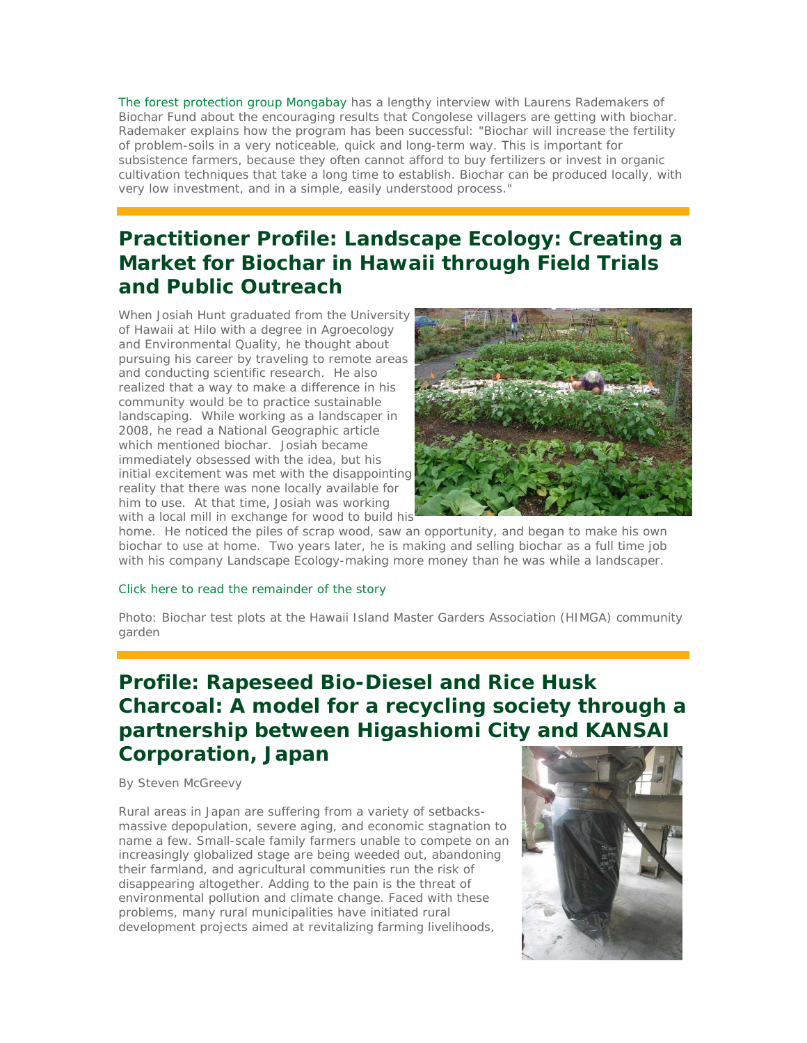The forest protection group Mongabay has a lengthy interview with Laurens Rademakers of Biochar Fund about the encouraging results that Congolese villagers are getting with biochar. Rademaker explains how the program has been successful: "Biochar will increase the fertility of problem-soils in a very noticeable, quick and long-term way. This is important for subsistence farmers, because they often cannot afford to buy fertilizers or invest in organic cultivation techniques that take a long time to establish. Biochar can be produced locally, with very low investment, and in a simple, easily understood process."

## Practitioner Profile: Landscape Ecology: Creating a Market for Biochar in Hawaii through Field Trials and Public Outreach

When Josiah Hunt graduated from the University of Hawaii at Hilo with a degree in Agroecology and Environmental Quality, he thought about pursuing his career by traveling to remote areas and conducting scientific research. He also realized that a way to make a difference in his community would be to practice sustainable landscaping. While working as a landscaper in 2008, he read a National Geographic article which mentioned biochar. Josiah became immediately obsessed with the idea, but his initial excitement was met with the disappointing reality that there was none locally available for him to use. At that time, Josiah was working with a local mill in exchange for wood to build his home. He noticed the piles of scrap wood, saw an opportunity, and began to make his own biochar to use at home. Two years later, he is making and selling biochar as a full time job with his company Landscape Ecology-making more money than he was while a landscaper.

Click here to read the remainder of the story

Photo: Biochar test plots at the Hawaii Island Master Garders Association (HIMGA) community garden

## Profile: Rapeseed Bio-Diesel and Rice Husk Charcoal: A model for a recycling society through a partnership between Higashiomi City and KANSAI Corporation, Japan

By Steven McGreevy

Rural areas in Japan are suffering from a variety of setbacks-massive depopulation, severe aging, and economic stagnation to name a few. Small-scale family farmers unable to compete on an increasingly globalized stage are being weeded out, abandoning their farmland, and agricultural communities run the risk of disappearing altogether. Adding to the pain is the threat of environmental pollution and climate change. Faced with these problems, many rural municipalities have initiated rural development projects aimed at revitalizing farming livelihoods,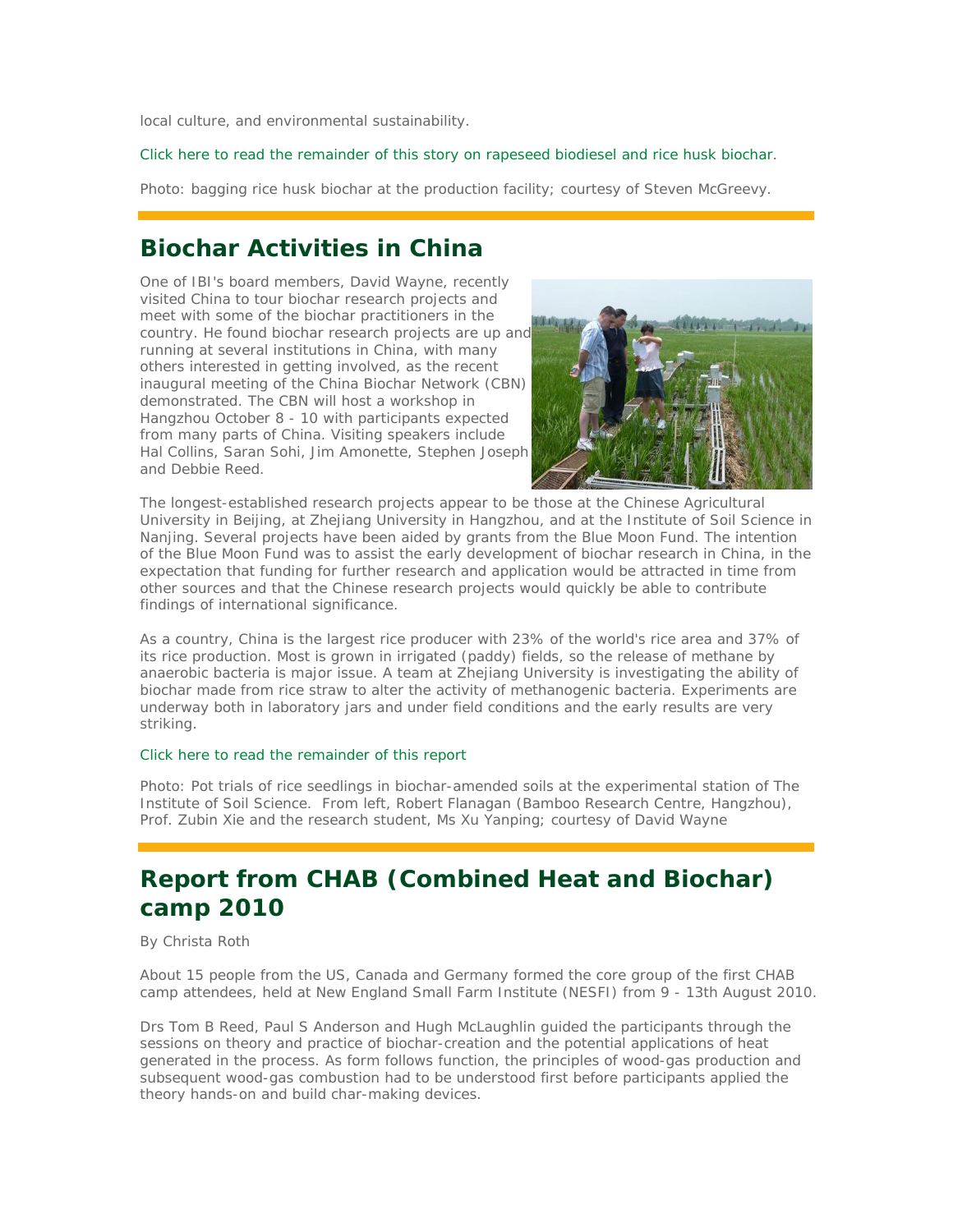local culture, and environmental sustainability.

Click here to read the remainder of this story on rapeseed biodiesel and rice husk biochar.

Photo: bagging rice husk biochar at the production facility; courtesy of Steven McGreevy.

## Biochar Activities in China

One of IBI's board members, David Wayne, recently visited China to tour biochar research projects and meet with some of the biochar practitioners in the country. He found biochar research projects are up and running at several institutions in China, with many others interested in getting involved, as the recent inaugural meeting of the China Biochar Network (CBN) demonstrated. The CBN will host a workshop in Hangzhou October 8 - 10 with participants expected from many parts of China. Visiting speakers include Hal Collins, Saran Sohi, Jim Amonette, Stephen Joseph and Debbie Reed.

The longest-established research projects appear to be those at the Chinese Agricultural University in Beijing, at Zhejiang University in Hangzhou, and at the Institute of Soil Science in Nanjing. Several projects have been aided by grants from the Blue Moon Fund. The intention of the Blue Moon Fund was to assist the early development of biochar research in China, in the expectation that funding for further research and application would be attracted in time from other sources and that the Chinese research projects would quickly be able to contribute findings of international significance.

As a country, China is the largest rice producer with 23% of the world's rice area and 37% of its rice production. Most is grown in irrigated (paddy) fields, so the release of methane by anaerobic bacteria is major issue. A team at Zhejiang University is investigating the ability of biochar made from rice straw to alter the activity of methanogenic bacteria. Experiments are underway both in laboratory jars and under field conditions and the early results are very striking.

Click here to read the remainder of this report

Photo: Pot trials of rice seedlings in biochar-amended soils at the experimental station of The Institute of Soil Science. From left, Robert Flanagan (Bamboo Research Centre, Hangzhou), Prof. Zubin Xie and the research student, Ms Xu Yanping; courtesy of David Wayne

## Report from CHAB (Combined Heat and Biochar) camp 2010

By Christa Roth

About 15 people from the US, Canada and Germany formed the core group of the first CHAB camp attendees, held at New England Small Farm Institute (NESFI) from 9 - 13th August 2010.

Drs Tom B Reed, Paul S Anderson and Hugh McLaughlin guided the participants through the sessions on theory and practice of biochar-creation and the potential applications of heat generated in the process. As form follows function, the principles of wood-gas production and subsequent wood-gas combustion had to be understood first before participants applied the theory hands-on and build char-making devices.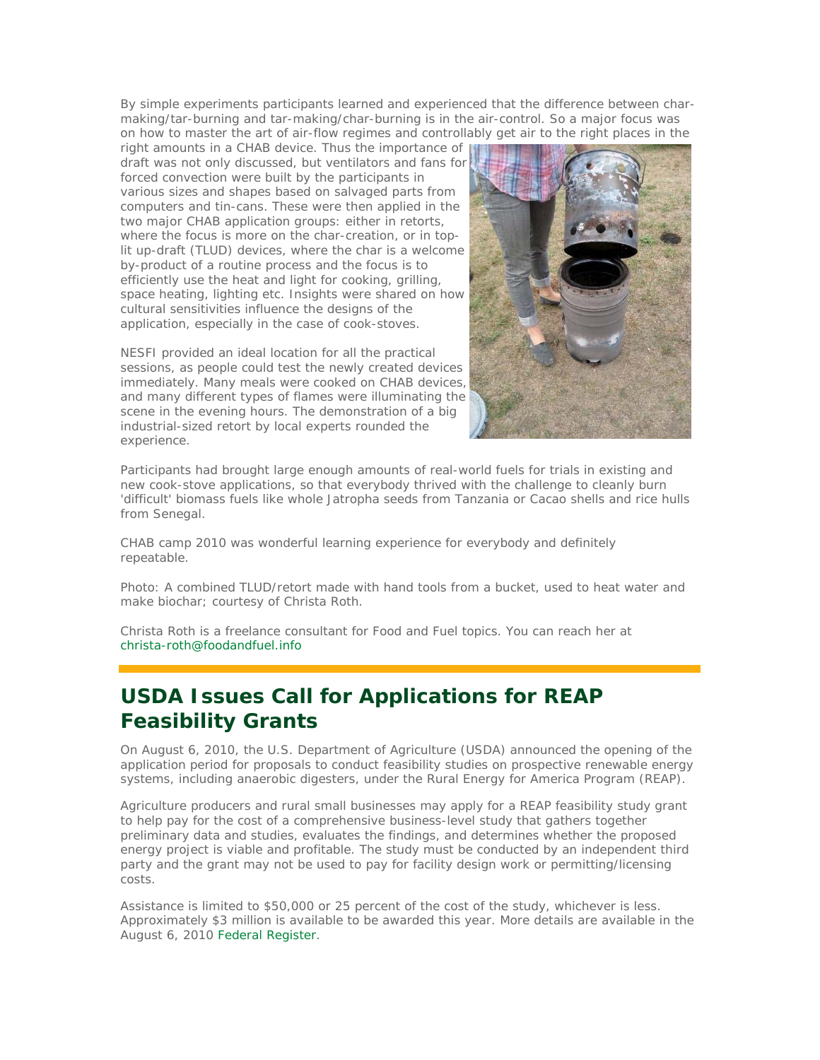By simple experiments participants learned and experienced that the difference between char-making/tar-burning and tar-making/char-burning is in the air-control. So a major focus was on how to master the art of air-flow regimes and controllably get air to the right places in the right amounts in a CHAB device. Thus the importance of draft was not only discussed, but ventilators and fans for forced convection were built by the participants in various sizes and shapes based on salvaged parts from computers and tin-cans. These were then applied in the two major CHAB application groups: either in retorts, where the focus is more on the char-creation, or in top-lit up-draft (TLUD) devices, where the char is a welcome by-product of a routine process and the focus is to efficiently use the heat and light for cooking, grilling, space heating, lighting etc. Insights were shared on how cultural sensitivities influence the designs of the application, especially in the case of cook-stoves.

NESFI provided an ideal location for all the practical sessions, as people could test the newly created devices immediately. Many meals were cooked on CHAB devices, and many different types of flames were illuminating the scene in the evening hours. The demonstration of a big industrial-sized retort by local experts rounded the experience.

Participants had brought large enough amounts of real-world fuels for trials in existing and new cook-stove applications, so that everybody thrived with the challenge to cleanly burn 'difficult' biomass fuels like whole Jatropha seeds from Tanzania or Cacao shells and rice hulls from Senegal.

CHAB camp 2010 was wonderful learning experience for everybody and definitely repeatable.

Photo: A combined TLUD/retort made with hand tools from a bucket, used to heat water and make biochar; courtesy of Christa Roth.

Christa Roth is a freelance consultant for Food and Fuel topics. You can reach her at christa-roth@foodandfuel.info

---

## USDA Issues Call for Applications for REAP Feasibility Grants

On August 6, 2010, the U.S. Department of Agriculture (USDA) announced the opening of the application period for proposals to conduct feasibility studies on prospective renewable energy systems, including anaerobic digesters, under the Rural Energy for America Program (REAP).

Agriculture producers and rural small businesses may apply for a REAP feasibility study grant to help pay for the cost of a comprehensive business-level study that gathers together preliminary data and studies, evaluates the findings, and determines whether the proposed energy project is viable and profitable. The study must be conducted by an independent third party and the grant may not be used to pay for facility design work or permitting/licensing costs.

Assistance is limited to $50,000 or 25 percent of the cost of the study, whichever is less. Approximately $3 million is available to be awarded this year. More details are available in the August 6, 2010 Federal Register.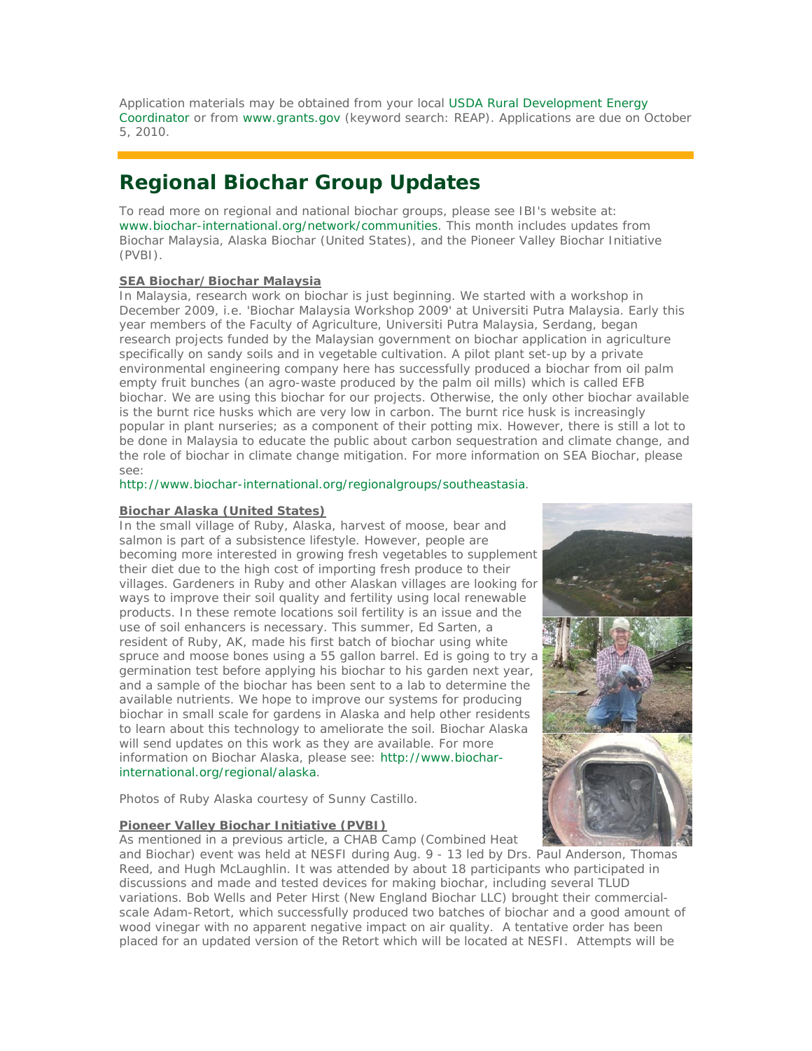Application materials may be obtained from your local USDA Rural Development Energy Coordinator or from www.grants.gov (keyword search: REAP). Applications are due on October 5, 2010.

## Regional Biochar Group Updates

To read more on regional and national biochar groups, please see IBI's website at: www.biochar-international.org/network/communities. This month includes updates from Biochar Malaysia, Alaska Biochar (United States), and the Pioneer Valley Biochar Initiative (PVBI).

### SEA Biochar/Biochar Malaysia

In Malaysia, research work on biochar is just beginning. We started with a workshop in December 2009, i.e. 'Biochar Malaysia Workshop 2009' at Universiti Putra Malaysia. Early this year members of the Faculty of Agriculture, Universiti Putra Malaysia, Serdang, began research projects funded by the Malaysian government on biochar application in agriculture specifically on sandy soils and in vegetable cultivation. A pilot plant set-up by a private environmental engineering company here has successfully produced a biochar from oil palm empty fruit bunches (an agro-waste produced by the palm oil mills) which is called EFB biochar. We are using this biochar for our projects. Otherwise, the only other biochar available is the burnt rice husks which are very low in carbon. The burnt rice husk is increasingly popular in plant nurseries; as a component of their potting mix. However, there is still a lot to be done in Malaysia to educate the public about carbon sequestration and climate change, and the role of biochar in climate change mitigation. For more information on SEA Biochar, please see:
http://www.biochar-international.org/regionalgroups/southeastasia.

### Biochar Alaska (United States)

In the small village of Ruby, Alaska, harvest of moose, bear and salmon is part of a subsistence lifestyle. However, people are becoming more interested in growing fresh vegetables to supplement their diet due to the high cost of importing fresh produce to their villages. Gardeners in Ruby and other Alaskan villages are looking for ways to improve their soil quality and fertility using local renewable products. In these remote locations soil fertility is an issue and the use of soil enhancers is necessary. This summer, Ed Sarten, a resident of Ruby, AK, made his first batch of biochar using white spruce and moose bones using a 55 gallon barrel. Ed is going to try a germination test before applying his biochar to his garden next year, and a sample of the biochar has been sent to a lab to determine the available nutrients. We hope to improve our systems for producing biochar in small scale for gardens in Alaska and help other residents to learn about this technology to ameliorate the soil. Biochar Alaska will send updates on this work as they are available. For more information on Biochar Alaska, please see: http://www.biochar-international.org/regional/alaska.

Photos of Ruby Alaska courtesy of Sunny Castillo.

### Pioneer Valley Biochar Initiative (PVBI)

As mentioned in a previous article, a CHAB Camp (Combined Heat and Biochar) event was held at NESFI during Aug. 9 - 13 led by Drs. Paul Anderson, Thomas Reed, and Hugh McLaughlin. It was attended by about 18 participants who participated in discussions and made and tested devices for making biochar, including several TLUD variations. Bob Wells and Peter Hirst (New England Biochar LLC) brought their commercial-scale Adam-Retort, which successfully produced two batches of biochar and a good amount of wood vinegar with no apparent negative impact on air quality. A tentative order has been placed for an updated version of the Retort which will be located at NESFI. Attempts will be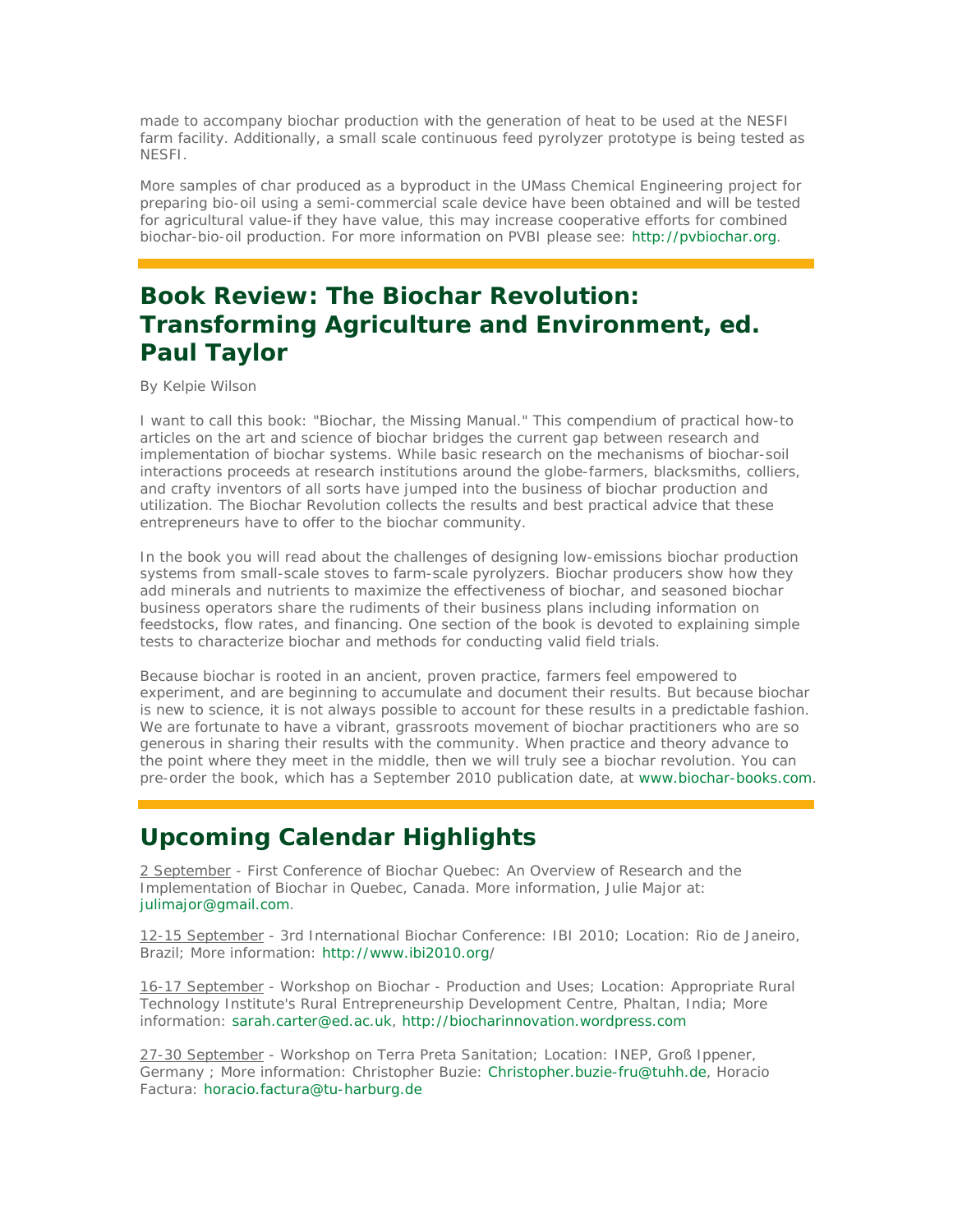made to accompany biochar production with the generation of heat to be used at the NESFI farm facility. Additionally, a small scale continuous feed pyrolyzer prototype is being tested as NESFI.

More samples of char produced as a byproduct in the UMass Chemical Engineering project for preparing bio-oil using a semi-commercial scale device have been obtained and will be tested for agricultural value-if they have value, this may increase cooperative efforts for combined biochar-bio-oil production. For more information on PVBI please see: http://pvbiochar.org.

## Book Review: The Biochar Revolution: Transforming Agriculture and Environment, ed. Paul Taylor

By Kelpie Wilson

I want to call this book: "Biochar, the Missing Manual." This compendium of practical how-to articles on the art and science of biochar bridges the current gap between research and implementation of biochar systems. While basic research on the mechanisms of biochar-soil interactions proceeds at research institutions around the globe-farmers, blacksmiths, colliers, and crafty inventors of all sorts have jumped into the business of biochar production and utilization. The Biochar Revolution collects the results and best practical advice that these entrepreneurs have to offer to the biochar community.

In the book you will read about the challenges of designing low-emissions biochar production systems from small-scale stoves to farm-scale pyrolyzers. Biochar producers show how they add minerals and nutrients to maximize the effectiveness of biochar, and seasoned biochar business operators share the rudiments of their business plans including information on feedstocks, flow rates, and financing. One section of the book is devoted to explaining simple tests to characterize biochar and methods for conducting valid field trials.

Because biochar is rooted in an ancient, proven practice, farmers feel empowered to experiment, and are beginning to accumulate and document their results. But because biochar is new to science, it is not always possible to account for these results in a predictable fashion. We are fortunate to have a vibrant, grassroots movement of biochar practitioners who are so generous in sharing their results with the community. When practice and theory advance to the point where they meet in the middle, then we will truly see a biochar revolution. You can pre-order the book, which has a September 2010 publication date, at www.biochar-books.com.

## Upcoming Calendar Highlights

2 September - First Conference of Biochar Quebec: An Overview of Research and the Implementation of Biochar in Quebec, Canada. More information, Julie Major at: julimajor@gmail.com.

12-15 September - 3rd International Biochar Conference: IBI 2010; Location: Rio de Janeiro, Brazil; More information: http://www.ibi2010.org/

16-17 September - Workshop on Biochar - Production and Uses; Location: Appropriate Rural Technology Institute's Rural Entrepreneurship Development Centre, Phaltan, India; More information: sarah.carter@ed.ac.uk, http://biocharinnovation.wordpress.com

27-30 September - Workshop on Terra Preta Sanitation; Location: INEP, Groß Ippener, Germany ; More information: Christopher Buzie: Christopher.buzie-fru@tuhh.de, Horacio Factura: horacio.factura@tu-harburg.de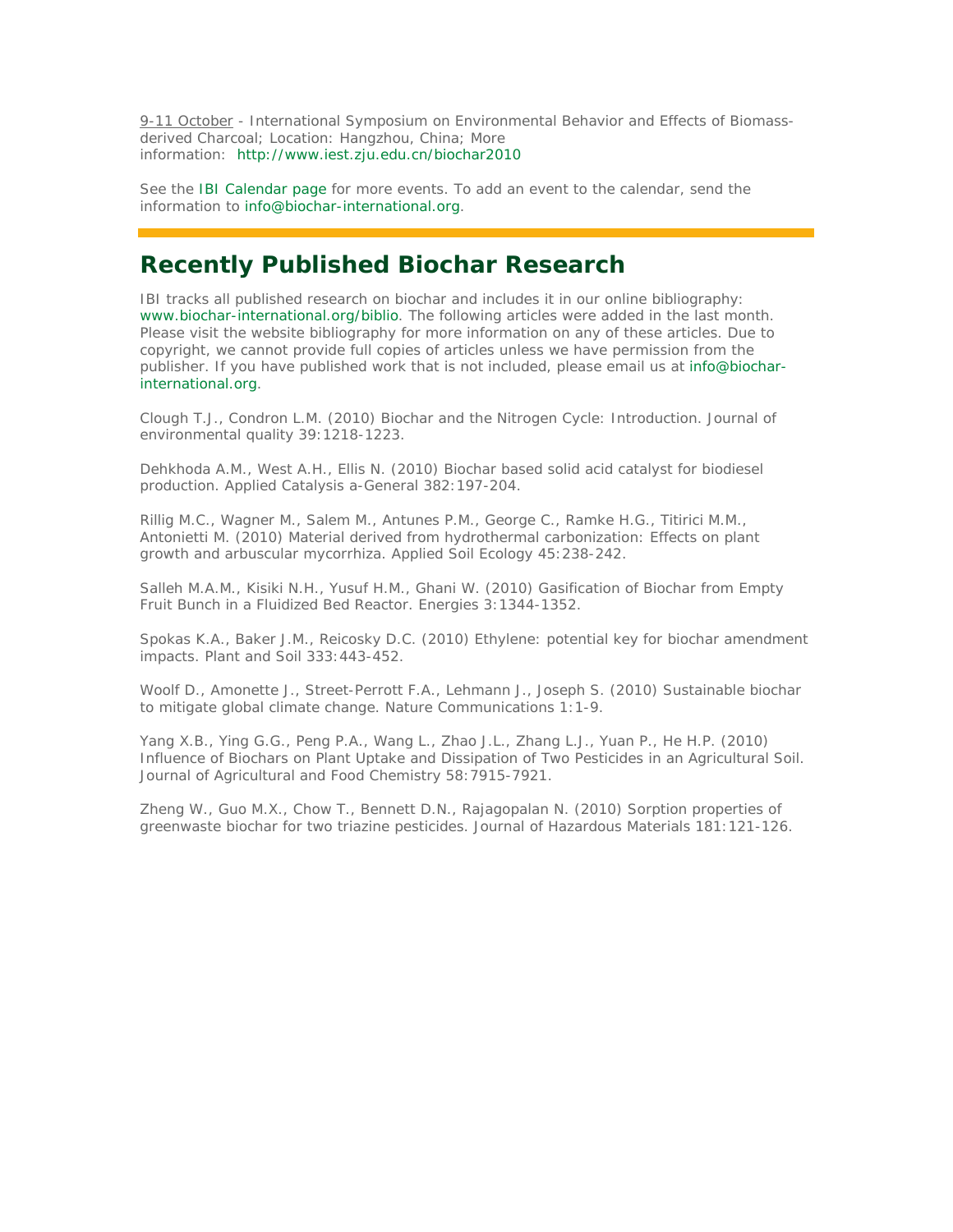9-11 October - International Symposium on Environmental Behavior and Effects of Biomass-derived Charcoal; Location: Hangzhou, China; More information: http://www.iest.zju.edu.cn/biochar2010

See the IBI Calendar page for more events. To add an event to the calendar, send the information to info@biochar-international.org.

## Recently Published Biochar Research

IBI tracks all published research on biochar and includes it in our online bibliography: www.biochar-international.org/biblio. The following articles were added in the last month. Please visit the website bibliography for more information on any of these articles. Due to copyright, we cannot provide full copies of articles unless we have permission from the publisher. If you have published work that is not included, please email us at info@biochar-international.org.

Clough T.J., Condron L.M. (2010) Biochar and the Nitrogen Cycle: Introduction. Journal of environmental quality 39:1218-1223.

Dehkhoda A.M., West A.H., Ellis N. (2010) Biochar based solid acid catalyst for biodiesel production. Applied Catalysis a-General 382:197-204.

Rillig M.C., Wagner M., Salem M., Antunes P.M., George C., Ramke H.G., Titirici M.M., Antonietti M. (2010) Material derived from hydrothermal carbonization: Effects on plant growth and arbuscular mycorrhiza. Applied Soil Ecology 45:238-242.

Salleh M.A.M., Kisiki N.H., Yusuf H.M., Ghani W. (2010) Gasification of Biochar from Empty Fruit Bunch in a Fluidized Bed Reactor. Energies 3:1344-1352.

Spokas K.A., Baker J.M., Reicosky D.C. (2010) Ethylene: potential key for biochar amendment impacts. Plant and Soil 333:443-452.

Woolf D., Amonette J., Street-Perrott F.A., Lehmann J., Joseph S. (2010) Sustainable biochar to mitigate global climate change. Nature Communications 1:1-9.

Yang X.B., Ying G.G., Peng P.A., Wang L., Zhao J.L., Zhang L.J., Yuan P., He H.P. (2010) Influence of Biochars on Plant Uptake and Dissipation of Two Pesticides in an Agricultural Soil. Journal of Agricultural and Food Chemistry 58:7915-7921.

Zheng W., Guo M.X., Chow T., Bennett D.N., Rajagopalan N. (2010) Sorption properties of greenwaste biochar for two triazine pesticides. Journal of Hazardous Materials 181:121-126.